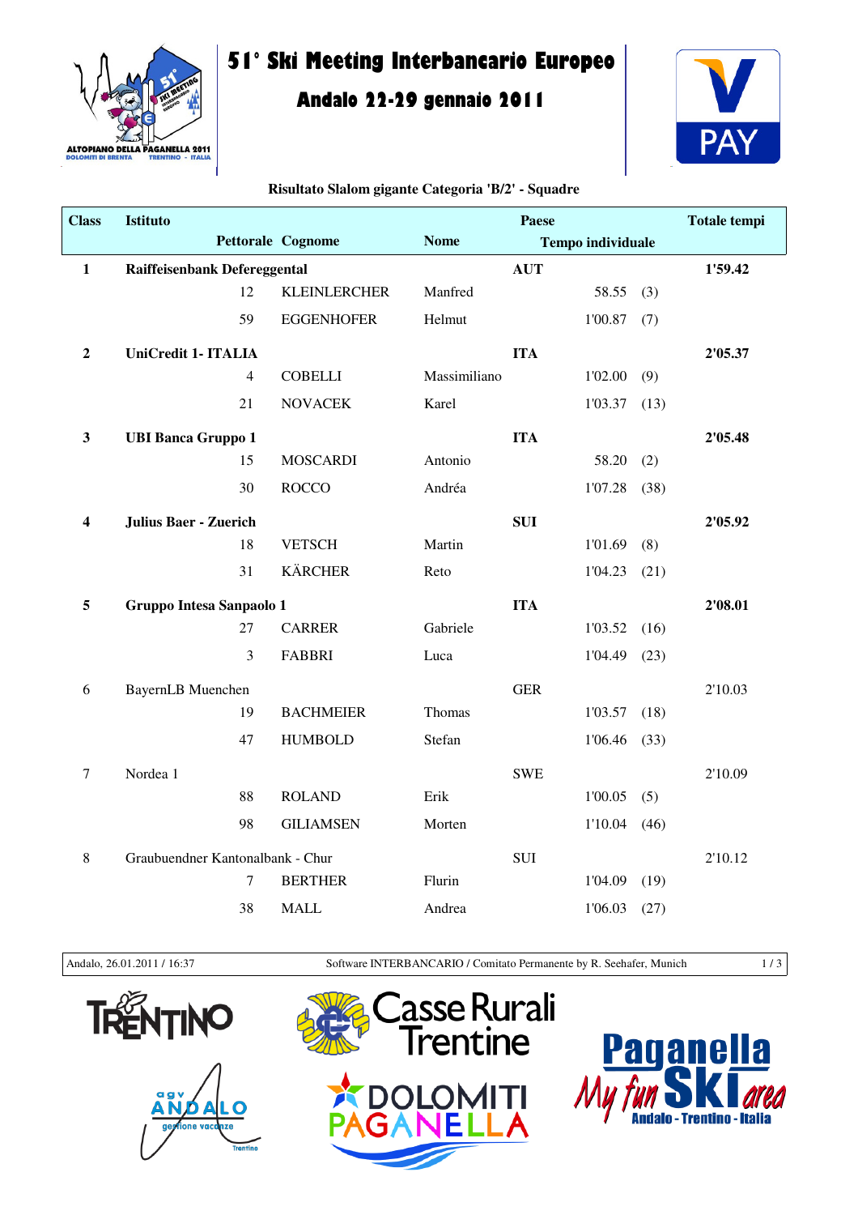# 51° Ski Meeting Interbancario Europeo

## Andalo 22-29 gennaio 2011

### Risultato Slalom gigante Categoria 'B/2' - Squadre

| Class | Istituto | | | Paese | | | Totale tempi |
|---|---|---|---|---|---|---|---|
| | Pettorale | Cognome | Nome | | Tempo individuale | | |
| **1** | **Raiffeisenbank Defereggental** | | | **AUT** | | | **1'59.42** |
| | 12 | KLEINLERCHER | Manfred | | 58.55 | (3) | |
| | 59 | EGGENHOFER | Helmut | | 1'00.87 | (7) | |
| **2** | **UniCredit 1- ITALIA** | | | **ITA** | | | **2'05.37** |
| | 4 | COBELLI | Massimiliano | | 1'02.00 | (9) | |
| | 21 | NOVACEK | Karel | | 1'03.37 | (13) | |
| **3** | **UBI Banca Gruppo 1** | | | **ITA** | | | **2'05.48** |
| | 15 | MOSCARDI | Antonio | | 58.20 | (2) | |
| | 30 | ROCCO | Andréa | | 1'07.28 | (38) | |
| **4** | **Julius Baer - Zuerich** | | | **SUI** | | | **2'05.92** |
| | 18 | VETSCH | Martin | | 1'01.69 | (8) | |
| | 31 | KÄRCHER | Reto | | 1'04.23 | (21) | |
| **5** | **Gruppo Intesa Sanpaolo 1** | | | **ITA** | | | **2'08.01** |
| | 27 | CARRER | Gabriele | | 1'03.52 | (16) | |
| | 3 | FABBRI | Luca | | 1'04.49 | (23) | |
| 6 | BayernLB Muenchen | | | GER | | | 2'10.03 |
| | 19 | BACHMEIER | Thomas | | 1'03.57 | (18) | |
| | 47 | HUMBOLD | Stefan | | 1'06.46 | (33) | |
| 7 | Nordea 1 | | | SWE | | | 2'10.09 |
| | 88 | ROLAND | Erik | | 1'00.05 | (5) | |
| | 98 | GILIAMSEN | Morten | | 1'10.04 | (46) | |
| 8 | Graubuendner Kantonalbank - Chur | | | SUI | | | 2'10.12 |
| | 7 | BERTHER | Flurin | | 1'04.09 | (19) | |
| | 38 | MALL | Andrea | | 1'06.03 | (27) | |

Andalo, 26.01.2011 / 16:37 — Software INTERBANCARIO / Comitato Permanente by R. Seehafer, Munich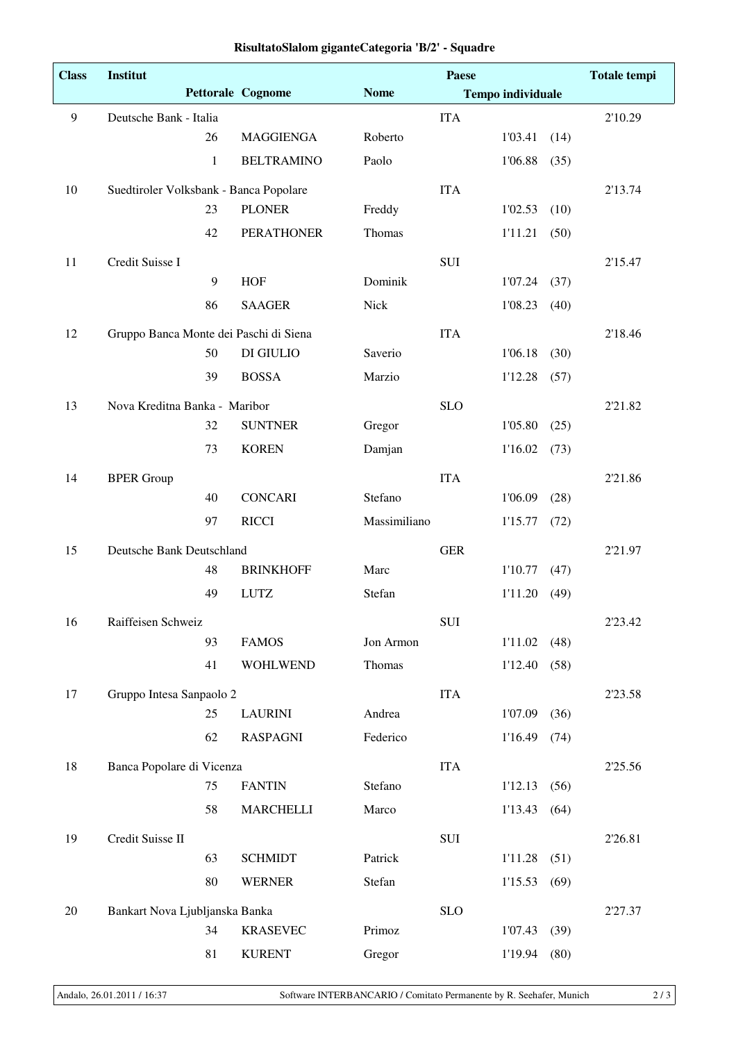# RisultatoSlalom giganteCategoria 'B/2' - Squadre

| Class | Institut | | | | Paese | | | Totale tempi |
|---|---|---|---|---|---|---|---|---|
| | | Pettorale | Cognome | Nome | | Tempo individuale | | |
| 9 | Deutsche Bank - Italia | | | | ITA | | | 2'10.29 |
| | | 26 | MAGGIENGA | Roberto | | 1'03.41 | (14) | |
| | | 1 | BELTRAMINO | Paolo | | 1'06.88 | (35) | |
| 10 | Suedtiroler Volksbank - Banca Popolare | | | | ITA | | | 2'13.74 |
| | | 23 | PLONER | Freddy | | 1'02.53 | (10) | |
| | | 42 | PERATHONER | Thomas | | 1'11.21 | (50) | |
| 11 | Credit Suisse I | | | | SUI | | | 2'15.47 |
| | | 9 | HOF | Dominik | | 1'07.24 | (37) | |
| | | 86 | SAAGER | Nick | | 1'08.23 | (40) | |
| 12 | Gruppo Banca Monte dei Paschi di Siena | | | | ITA | | | 2'18.46 |
| | | 50 | DI GIULIO | Saverio | | 1'06.18 | (30) | |
| | | 39 | BOSSA | Marzio | | 1'12.28 | (57) | |
| 13 | Nova Kreditna Banka - Maribor | | | | SLO | | | 2'21.82 |
| | | 32 | SUNTNER | Gregor | | 1'05.80 | (25) | |
| | | 73 | KOREN | Damjan | | 1'16.02 | (73) | |
| 14 | BPER Group | | | | ITA | | | 2'21.86 |
| | | 40 | CONCARI | Stefano | | 1'06.09 | (28) | |
| | | 97 | RICCI | Massimiliano | | 1'15.77 | (72) | |
| 15 | Deutsche Bank Deutschland | | | | GER | | | 2'21.97 |
| | | 48 | BRINKHOFF | Marc | | 1'10.77 | (47) | |
| | | 49 | LUTZ | Stefan | | 1'11.20 | (49) | |
| 16 | Raiffeisen Schweiz | | | | SUI | | | 2'23.42 |
| | | 93 | FAMOS | Jon Armon | | 1'11.02 | (48) | |
| | | 41 | WOHLWEND | Thomas | | 1'12.40 | (58) | |
| 17 | Gruppo Intesa Sanpaolo 2 | | | | ITA | | | 2'23.58 |
| | | 25 | LAURINI | Andrea | | 1'07.09 | (36) | |
| | | 62 | RASPAGNI | Federico | | 1'16.49 | (74) | |
| 18 | Banca Popolare di Vicenza | | | | ITA | | | 2'25.56 |
| | | 75 | FANTIN | Stefano | | 1'12.13 | (56) | |
| | | 58 | MARCHELLI | Marco | | 1'13.43 | (64) | |
| 19 | Credit Suisse II | | | | SUI | | | 2'26.81 |
| | | 63 | SCHMIDT | Patrick | | 1'11.28 | (51) | |
| | | 80 | WERNER | Stefan | | 1'15.53 | (69) | |
| 20 | Bankart Nova Ljubljanska Banka | | | | SLO | | | 2'27.37 |
| | | 34 | KRASEVEC | Primoz | | 1'07.43 | (39) | |
| | | 81 | KURENT | Gregor | | 1'19.94 | (80) | |

Andalo, 26.01.2011 / 16:37 — Software INTERBANCARIO / Comitato Permanente by R. Seehafer, Munich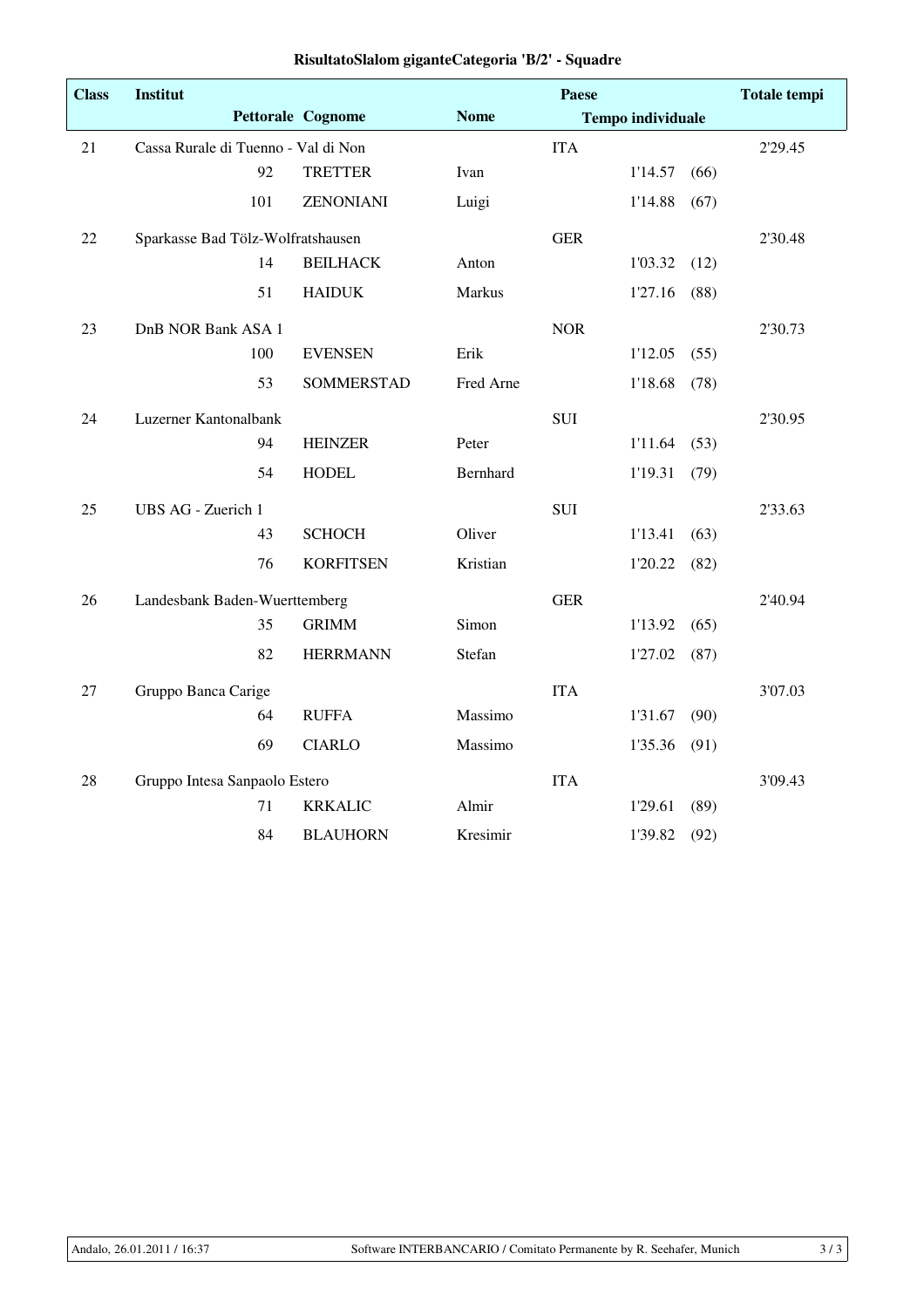**RisultatoSlalom giganteCategoria 'B/2' - Squadre**

| Class | Institut | | | Paese | | | Totale tempi |
|---|---|---|---|---|---|---|---|
| | Pettorale | Cognome | Nome | Tempo individuale | | | |
| 21 | Cassa Rurale di Tuenno - Val di Non | | | ITA | | | 2'29.45 |
| | 92 | TRETTER | Ivan | | 1'14.57 | (66) | |
| | 101 | ZENONIANI | Luigi | | 1'14.88 | (67) | |
| 22 | Sparkasse Bad Tölz-Wolfratshausen | | | GER | | | 2'30.48 |
| | 14 | BEILHACK | Anton | | 1'03.32 | (12) | |
| | 51 | HAIDUK | Markus | | 1'27.16 | (88) | |
| 23 | DnB NOR Bank ASA 1 | | | NOR | | | 2'30.73 |
| | 100 | EVENSEN | Erik | | 1'12.05 | (55) | |
| | 53 | SOMMERSTAD | Fred Arne | | 1'18.68 | (78) | |
| 24 | Luzerner Kantonalbank | | | SUI | | | 2'30.95 |
| | 94 | HEINZER | Peter | | 1'11.64 | (53) | |
| | 54 | HODEL | Bernhard | | 1'19.31 | (79) | |
| 25 | UBS AG - Zuerich 1 | | | SUI | | | 2'33.63 |
| | 43 | SCHOCH | Oliver | | 1'13.41 | (63) | |
| | 76 | KORFITSEN | Kristian | | 1'20.22 | (82) | |
| 26 | Landesbank Baden-Wuerttemberg | | | GER | | | 2'40.94 |
| | 35 | GRIMM | Simon | | 1'13.92 | (65) | |
| | 82 | HERRMANN | Stefan | | 1'27.02 | (87) | |
| 27 | Gruppo Banca Carige | | | ITA | | | 3'07.03 |
| | 64 | RUFFA | Massimo | | 1'31.67 | (90) | |
| | 69 | CIARLO | Massimo | | 1'35.36 | (91) | |
| 28 | Gruppo Intesa Sanpaolo Estero | | | ITA | | | 3'09.43 |
| | 71 | KRKALIC | Almir | | 1'29.61 | (89) | |
| | 84 | BLAUHORN | Kresimir | | 1'39.82 | (92) | |

Andalo, 26.01.2011 / 16:37 — Software INTERBANCARIO / Comitato Permanente by R. Seehafer, Munich